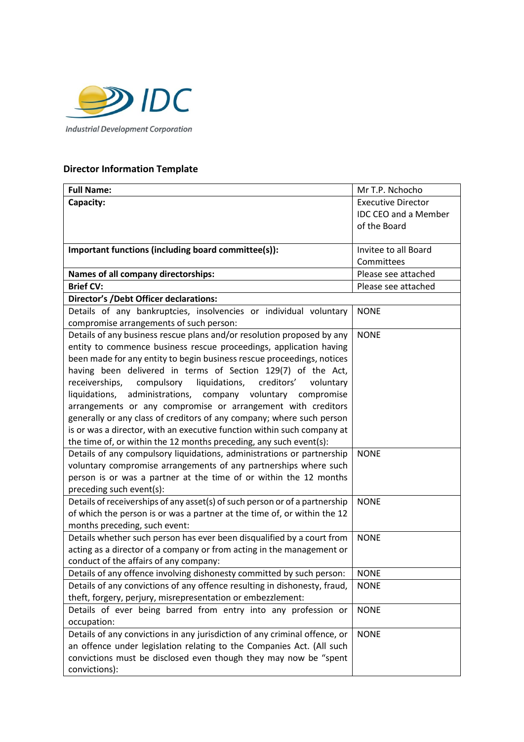IDC

Industrial Development Corporation

## Director Information Template

| **Full Name:** | Mr T.P. Nchocho |
|---|---|
| **Capacity:** | Executive Director IDC CEO and a Member of the Board |
| **Important functions (including board committee(s)):** | Invitee to all Board Committees |
| **Names of all company directorships:** | Please see attached |
| **Brief CV:** | Please see attached |
| **Director's /Debt Officer declarations:** | |
| Details of any bankruptcies, insolvencies or individual voluntary compromise arrangements of such person: | NONE |
| Details of any business rescue plans and/or resolution proposed by any entity to commence business rescue proceedings, application having been made for any entity to begin business rescue proceedings, notices having been delivered in terms of Section 129(7) of the Act, receiverships, compulsory liquidations, creditors' voluntary liquidations, administrations, company voluntary compromise arrangements or any compromise or arrangement with creditors generally or any class of creditors of any company; where such person is or was a director, with an executive function within such company at the time of, or within the 12 months preceding, any such event(s): | NONE |
| Details of any compulsory liquidations, administrations or partnership voluntary compromise arrangements of any partnerships where such person is or was a partner at the time of or within the 12 months preceding such event(s): | NONE |
| Details of receiverships of any asset(s) of such person or of a partnership of which the person is or was a partner at the time of, or within the 12 months preceding, such event: | NONE |
| Details whether such person has ever been disqualified by a court from acting as a director of a company or from acting in the management or conduct of the affairs of any company: | NONE |
| Details of any offence involving dishonesty committed by such person: | NONE |
| Details of any convictions of any offence resulting in dishonesty, fraud, theft, forgery, perjury, misrepresentation or embezzlement: | NONE |
| Details of ever being barred from entry into any profession or occupation: | NONE |
| Details of any convictions in any jurisdiction of any criminal offence, or an offence under legislation relating to the Companies Act. (All such convictions must be disclosed even though they may now be "spent convictions): | NONE |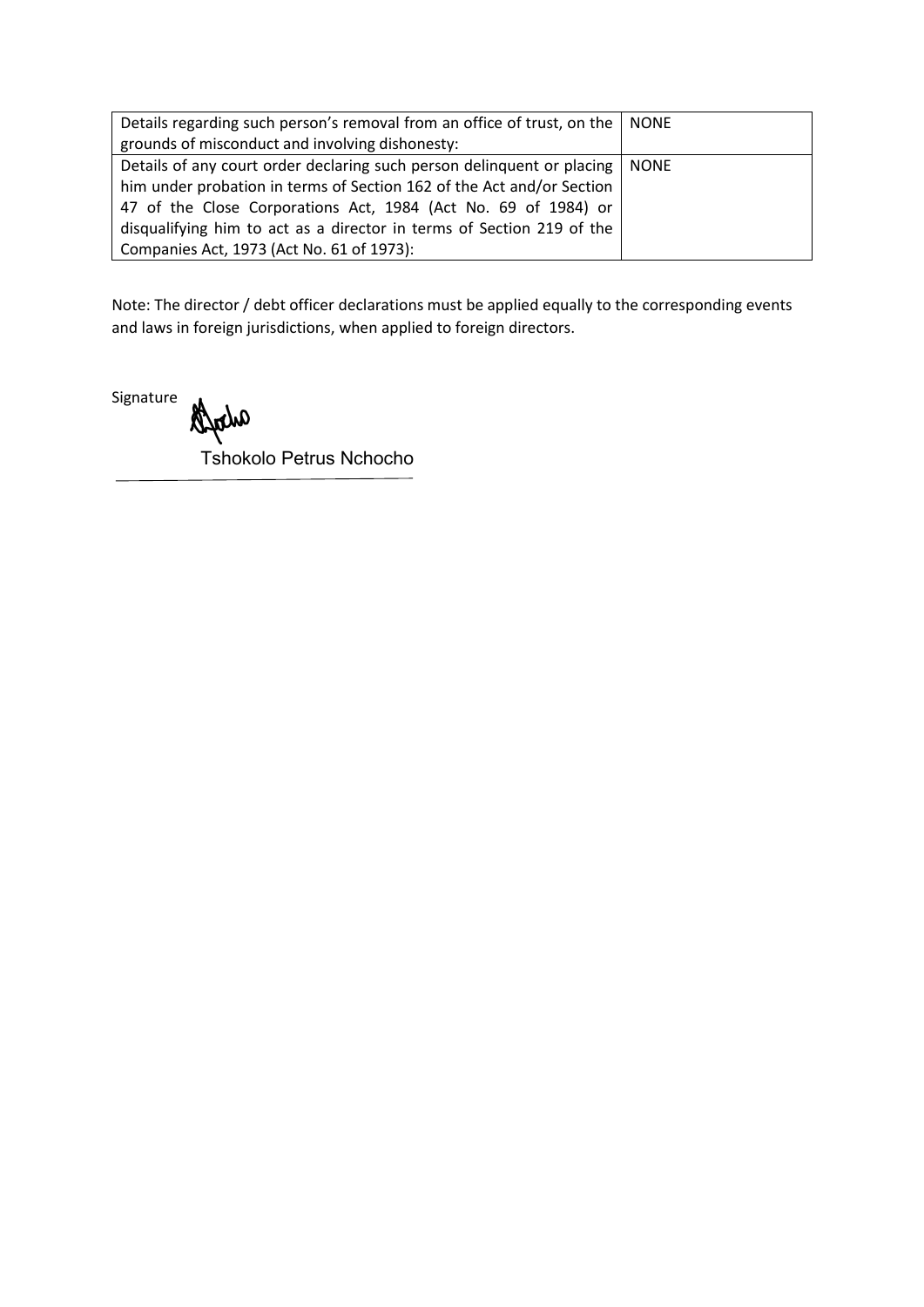| | |
|---|---|
| Details regarding such person's removal from an office of trust, on the grounds of misconduct and involving dishonesty: | NONE |
| Details of any court order declaring such person delinquent or placing him under probation in terms of Section 162 of the Act and/or Section 47 of the Close Corporations Act, 1984 (Act No. 69 of 1984) or disqualifying him to act as a director in terms of Section 219 of the Companies Act, 1973 (Act No. 61 of 1973): | NONE |

Note: The director / debt officer declarations must be applied equally to the corresponding events and laws in foreign jurisdictions, when applied to foreign directors.

Signature

Tshokolo Petrus Nchocho